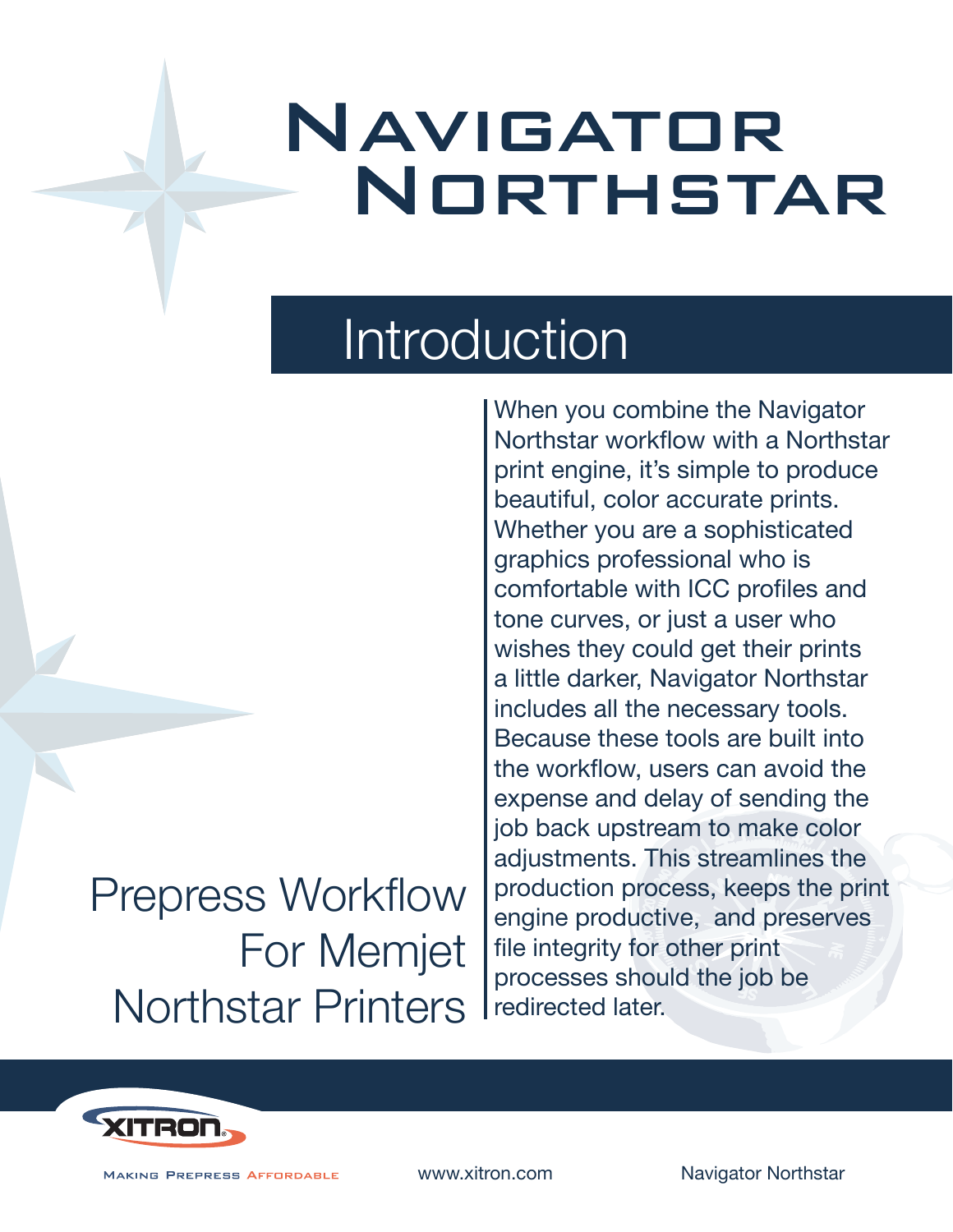# Navigator Northstar

## Introduction

Prepress Workflow For Memjet Northstar Printers

When you combine the Navigator Northstar workflow with a Northstar print engine, it's simple to produce beautiful, color accurate prints. Whether you are a sophisticated graphics professional who is comfortable with ICC profiles and tone curves, or just a user who wishes they could get their prints a little darker, Navigator Northstar includes all the necessary tools. Because these tools are built into the workflow, users can avoid the expense and delay of sending the job back upstream to make color adjustments. This streamlines the production process, keeps the print engine productive, and preserves file integrity for other print processes should the job be redirected later.

XITRON

Making Prepress Affordable

www.xitron.com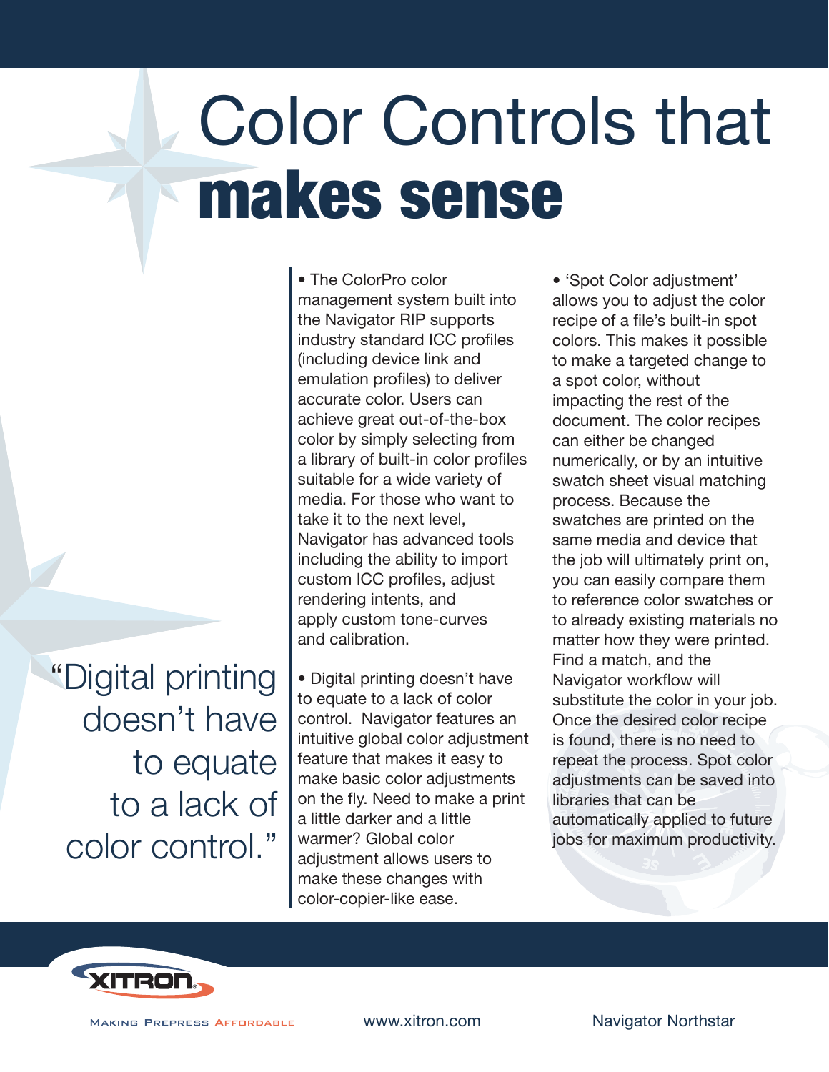# Color Controls that **makes sense**

> "Digital printing doesn't have to equate to a lack of color control."

- The ColorPro color management system built into the Navigator RIP supports industry standard ICC profiles (including device link and emulation profiles) to deliver accurate color. Users can achieve great out-of-the-box color by simply selecting from a library of built-in color profiles suitable for a wide variety of media. For those who want to take it to the next level, Navigator has advanced tools including the ability to import custom ICC profiles, adjust rendering intents, and apply custom tone-curves and calibration.

- Digital printing doesn't have to equate to a lack of color control. Navigator features an intuitive global color adjustment feature that makes it easy to make basic color adjustments on the fly. Need to make a print a little darker and a little warmer? Global color adjustment allows users to make these changes with color-copier-like ease.

- 'Spot Color adjustment' allows you to adjust the color recipe of a file's built-in spot colors. This makes it possible to make a targeted change to a spot color, without impacting the rest of the document. The color recipes can either be changed numerically, or by an intuitive swatch sheet visual matching process. Because the swatches are printed on the same media and device that the job will ultimately print on, you can easily compare them to reference color swatches or to already existing materials no matter how they were printed. Find a match, and the Navigator workflow will substitute the color in your job. Once the desired color recipe is found, there is no need to repeat the process. Spot color adjustments can be saved into libraries that can be automatically applied to future jobs for maximum productivity.

XITRON — Making Prepress Affordable

www.xitron.com

Navigator Northstar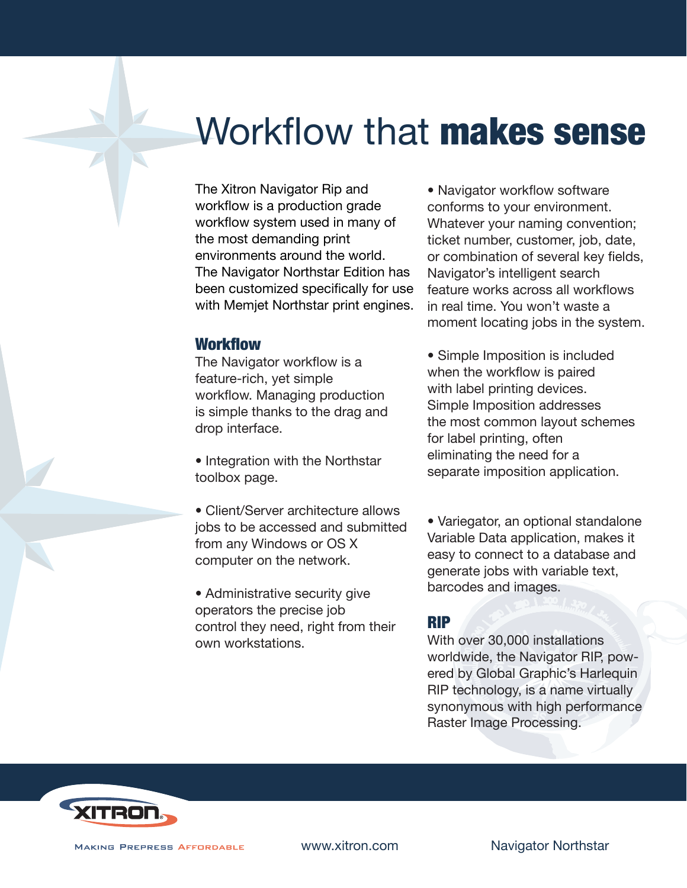# Workflow that **makes sense**

The Xitron Navigator Rip and workflow is a production grade workflow system used in many of the most demanding print environments around the world. The Navigator Northstar Edition has been customized specifically for use with Memjet Northstar print engines.

## Workflow

The Navigator workflow is a feature-rich, yet simple workflow. Managing production is simple thanks to the drag and drop interface.

- Integration with the Northstar toolbox page.

- Client/Server architecture allows jobs to be accessed and submitted from any Windows or OS X computer on the network.

- Administrative security give operators the precise job control they need, right from their own workstations.

- Navigator workflow software conforms to your environment. Whatever your naming convention; ticket number, customer, job, date, or combination of several key fields, Navigator's intelligent search feature works across all workflows in real time. You won't waste a moment locating jobs in the system.

- Simple Imposition is included when the workflow is paired with label printing devices. Simple Imposition addresses the most common layout schemes for label printing, often eliminating the need for a separate imposition application.

- Variegator, an optional standalone Variable Data application, makes it easy to connect to a database and generate jobs with variable text, barcodes and images.

## RIP

With over 30,000 installations worldwide, the Navigator RIP, powered by Global Graphic's Harlequin RIP technology, is a name virtually synonymous with high performance Raster Image Processing.

XITRON
MAKING PREPRESS AFFORDABLE

www.xitron.com

Navigator Northstar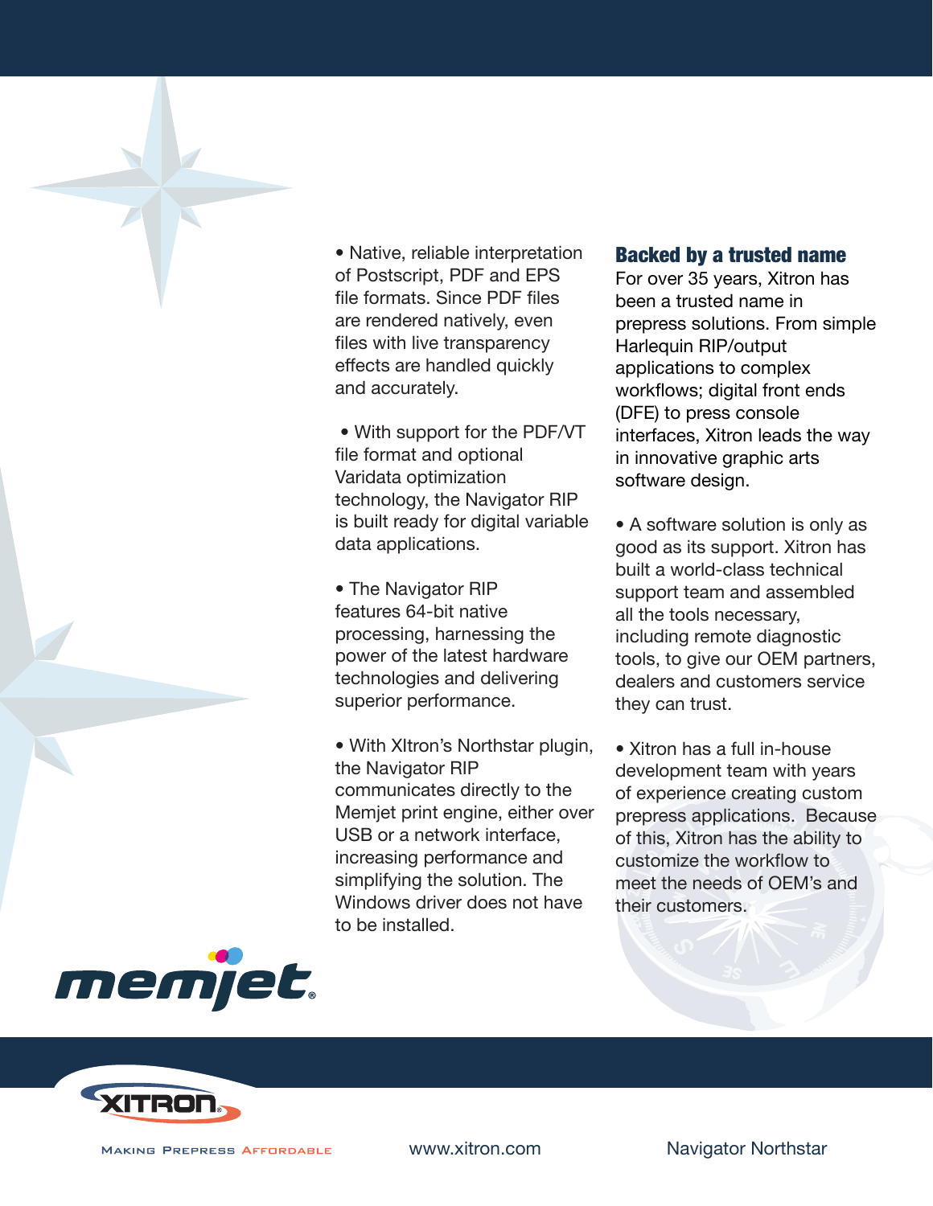• Native, reliable interpretation of Postscript, PDF and EPS file formats. Since PDF files are rendered natively, even files with live transparency effects are handled quickly and accurately.

• With support for the PDF/VT file format and optional Varidata optimization technology, the Navigator RIP is built ready for digital variable data applications.

• The Navigator RIP features 64-bit native processing, harnessing the power of the latest hardware technologies and delivering superior performance.

• With XItron's Northstar plugin, the Navigator RIP communicates directly to the Memjet print engine, either over USB or a network interface, increasing performance and simplifying the solution. The Windows driver does not have to be installed.

## Backed by a trusted name

For over 35 years, Xitron has been a trusted name in prepress solutions. From simple Harlequin RIP/output applications to complex workflows; digital front ends (DFE) to press console interfaces, Xitron leads the way in innovative graphic arts software design.

• A software solution is only as good as its support. Xitron has built a world-class technical support team and assembled all the tools necessary, including remote diagnostic tools, to give our OEM partners, dealers and customers service they can trust.

• Xitron has a full in-house development team with years of experience creating custom prepress applications. Because of this, Xitron has the ability to customize the workflow to meet the needs of OEM's and their customers.

memjet®

XITRON®

Making Prepress Affordable

www.xitron.com

Navigator Northstar